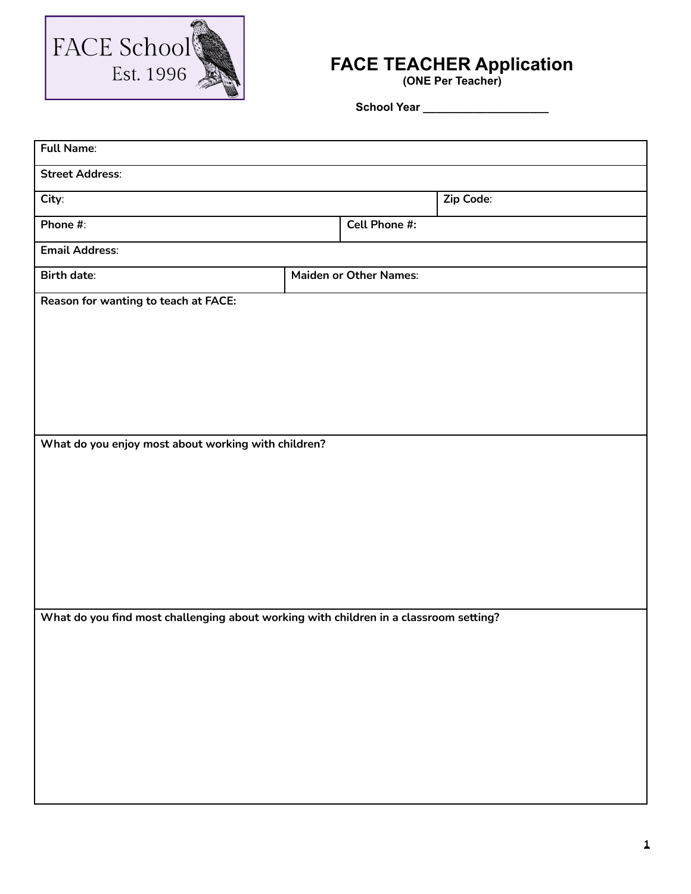FACE School
Est. 1996

# FACE TEACHER Application

**(ONE Per Teacher)**

**School Year** ____________________

| **Full Name**: | | |
|---|---|---|
| **Street Address**: | | |
| **City**: | | **Zip Code**: |
| **Phone #**: | **Cell Phone #:** | |
| **Email Address**: | | |
| **Birth date**: | **Maiden or Other Names**: | |

**Reason for wanting to teach at FACE:**

**What do you enjoy most about working with children?**

**What do you find most challenging about working with children in a classroom setting?**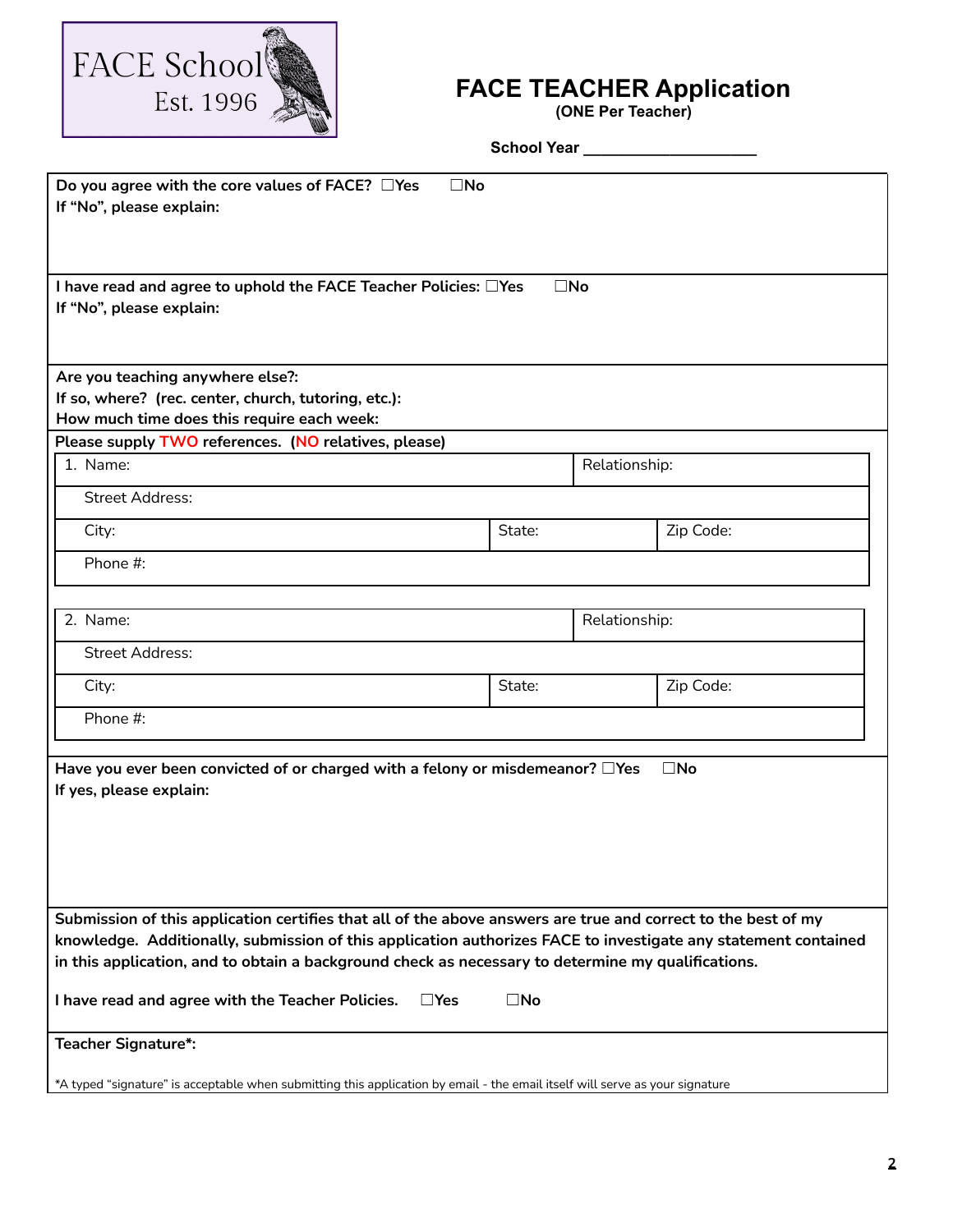FACE School
Est. 1996

# FACE TEACHER Application

**(ONE Per Teacher)**

**School Year ____________________**

**Do you agree with the core values of FACE?** ☐Yes ☐No
**If "No", please explain:**

**I have read and agree to uphold the FACE Teacher Policies:** ☐Yes ☐No
**If "No", please explain:**

**Are you teaching anywhere else?:**
**If so, where? (rec. center, church, tutoring, etc.):**
**How much time does this require each week:**

**Please supply TWO references. (NO relatives, please)**

| | | |
|---|---|---|
| 1. Name: | | Relationship: |
| Street Address: | | |
| City: | State: | Zip Code: |
| Phone #: | | |

| | | |
|---|---|---|
| 2. Name: | | Relationship: |
| Street Address: | | |
| City: | State: | Zip Code: |
| Phone #: | | |

**Have you ever been convicted of or charged with a felony or misdemeanor?** ☐Yes ☐No
**If yes, please explain:**

**Submission of this application certifies that all of the above answers are true and correct to the best of my knowledge. Additionally, submission of this application authorizes FACE to investigate any statement contained in this application, and to obtain a background check as necessary to determine my qualifications.**

**I have read and agree with the Teacher Policies.** ☐Yes ☐No

**Teacher Signature*:**

*A typed "signature" is acceptable when submitting this application by email - the email itself will serve as your signature